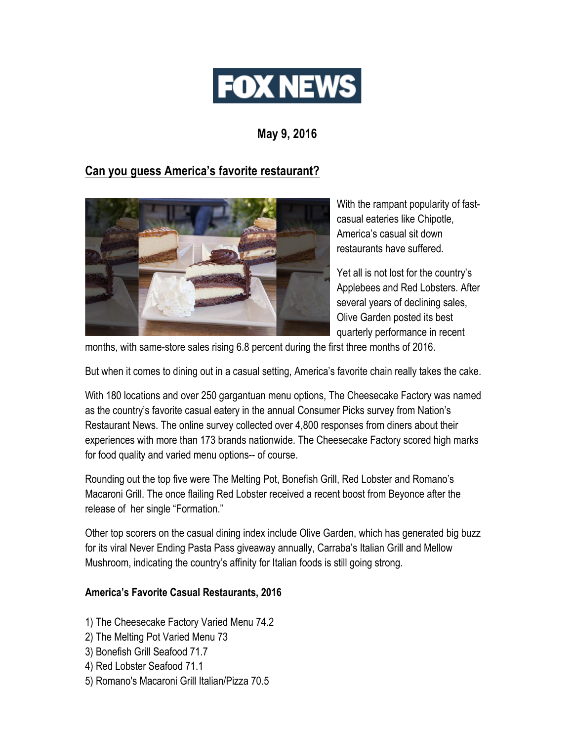# FOX NEWS

**May 9, 2016**

## Can you guess America's favorite restaurant?

With the rampant popularity of fast-casual eateries like Chipotle, America's casual sit down restaurants have suffered.

Yet all is not lost for the country's Applebees and Red Lobsters. After several years of declining sales, Olive Garden posted its best quarterly performance in recent months, with same-store sales rising 6.8 percent during the first three months of 2016.

But when it comes to dining out in a casual setting, America's favorite chain really takes the cake.

With 180 locations and over 250 gargantuan menu options, The Cheesecake Factory was named as the country's favorite casual eatery in the annual Consumer Picks survey from Nation's Restaurant News. The online survey collected over 4,800 responses from diners about their experiences with more than 173 brands nationwide. The Cheesecake Factory scored high marks for food quality and varied menu options-- of course.

Rounding out the top five were The Melting Pot, Bonefish Grill, Red Lobster and Romano's Macaroni Grill. The once flailing Red Lobster received a recent boost from Beyonce after the release of her single "Formation."

Other top scorers on the casual dining index include Olive Garden, which has generated big buzz for its viral Never Ending Pasta Pass giveaway annually, Carraba's Italian Grill and Mellow Mushroom, indicating the country's affinity for Italian foods is still going strong.

**America's Favorite Casual Restaurants, 2016**

1) The Cheesecake Factory Varied Menu 74.2
2) The Melting Pot Varied Menu 73
3) Bonefish Grill Seafood 71.7
4) Red Lobster Seafood 71.1
5) Romano's Macaroni Grill Italian/Pizza 70.5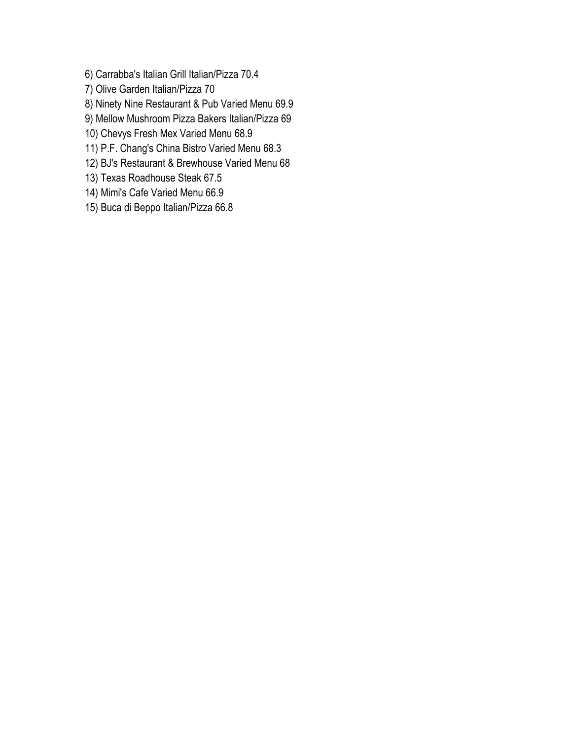6) Carrabba's Italian Grill Italian/Pizza 70.4

7) Olive Garden Italian/Pizza 70

8) Ninety Nine Restaurant & Pub Varied Menu 69.9

9) Mellow Mushroom Pizza Bakers Italian/Pizza 69

10) Chevys Fresh Mex Varied Menu 68.9

11) P.F. Chang's China Bistro Varied Menu 68.3

12) BJ's Restaurant & Brewhouse Varied Menu 68

13) Texas Roadhouse Steak 67.5

14) Mimi's Cafe Varied Menu 66.9

15) Buca di Beppo Italian/Pizza 66.8